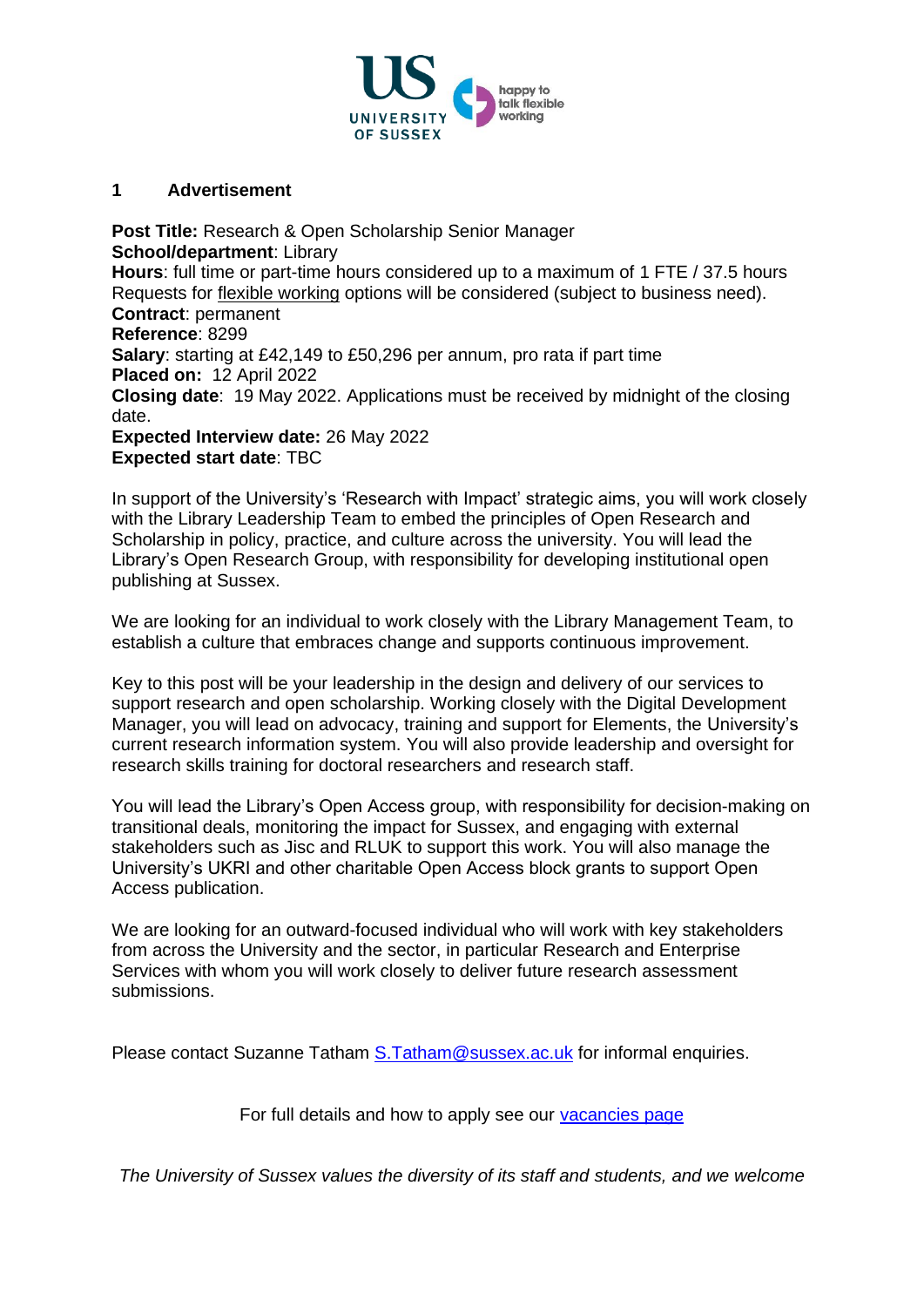## 1 Advertisement

**Post Title:** Research & Open Scholarship Senior Manager
**School/department**: Library
**Hours**: full time or part-time hours considered up to a maximum of 1 FTE / 37.5 hours
Requests for flexible working options will be considered (subject to business need).
**Contract**: permanent
**Reference**: 8299
**Salary**: starting at £42,149 to £50,296 per annum, pro rata if part time
**Placed on:** 12 April 2022
**Closing date**: 19 May 2022. Applications must be received by midnight of the closing date.
**Expected Interview date:** 26 May 2022
**Expected start date**: TBC

In support of the University's 'Research with Impact' strategic aims, you will work closely with the Library Leadership Team to embed the principles of Open Research and Scholarship in policy, practice, and culture across the university. You will lead the Library's Open Research Group, with responsibility for developing institutional open publishing at Sussex.

We are looking for an individual to work closely with the Library Management Team, to establish a culture that embraces change and supports continuous improvement.

Key to this post will be your leadership in the design and delivery of our services to support research and open scholarship. Working closely with the Digital Development Manager, you will lead on advocacy, training and support for Elements, the University's current research information system. You will also provide leadership and oversight for research skills training for doctoral researchers and research staff.

You will lead the Library's Open Access group, with responsibility for decision-making on transitional deals, monitoring the impact for Sussex, and engaging with external stakeholders such as Jisc and RLUK to support this work. You will also manage the University's UKRI and other charitable Open Access block grants to support Open Access publication.

We are looking for an outward-focused individual who will work with key stakeholders from across the University and the sector, in particular Research and Enterprise Services with whom you will work closely to deliver future research assessment submissions.

Please contact Suzanne Tatham S.Tatham@sussex.ac.uk for informal enquiries.

For full details and how to apply see our vacancies page

*The University of Sussex values the diversity of its staff and students, and we welcome*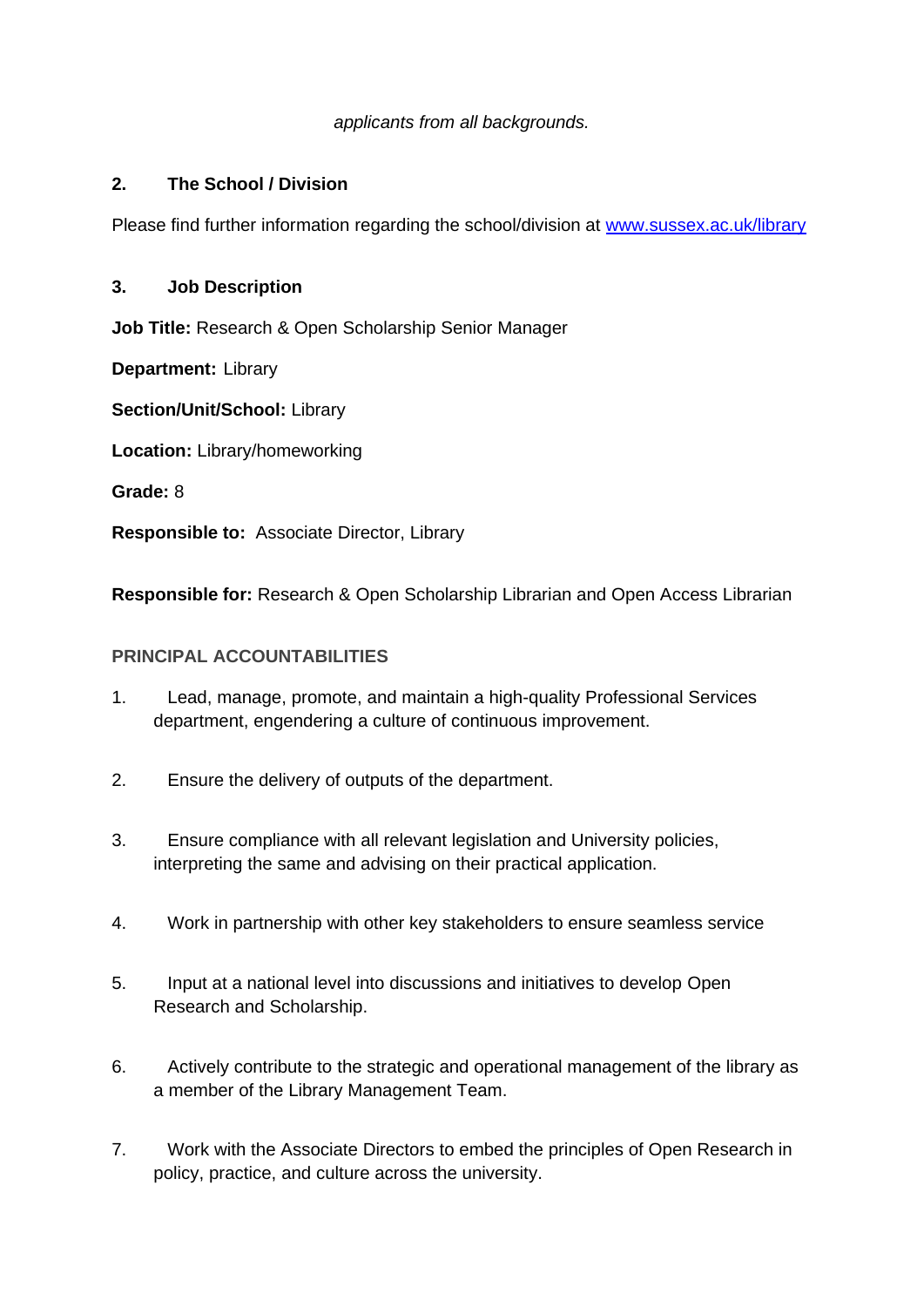*applicants from all backgrounds.*

## 2. The School / Division

Please find further information regarding the school/division at [www.sussex.ac.uk/library](http://www.sussex.ac.uk/library)

## 3. Job Description

**Job Title:** Research & Open Scholarship Senior Manager

**Department:** Library

**Section/Unit/School:** Library

**Location:** Library/homeworking

**Grade:** 8

**Responsible to:** Associate Director, Library

**Responsible for:** Research & Open Scholarship Librarian and Open Access Librarian

### PRINCIPAL ACCOUNTABILITIES

1. Lead, manage, promote, and maintain a high-quality Professional Services department, engendering a culture of continuous improvement.

2. Ensure the delivery of outputs of the department.

3. Ensure compliance with all relevant legislation and University policies, interpreting the same and advising on their practical application.

4. Work in partnership with other key stakeholders to ensure seamless service

5. Input at a national level into discussions and initiatives to develop Open Research and Scholarship.

6. Actively contribute to the strategic and operational management of the library as a member of the Library Management Team.

7. Work with the Associate Directors to embed the principles of Open Research in policy, practice, and culture across the university.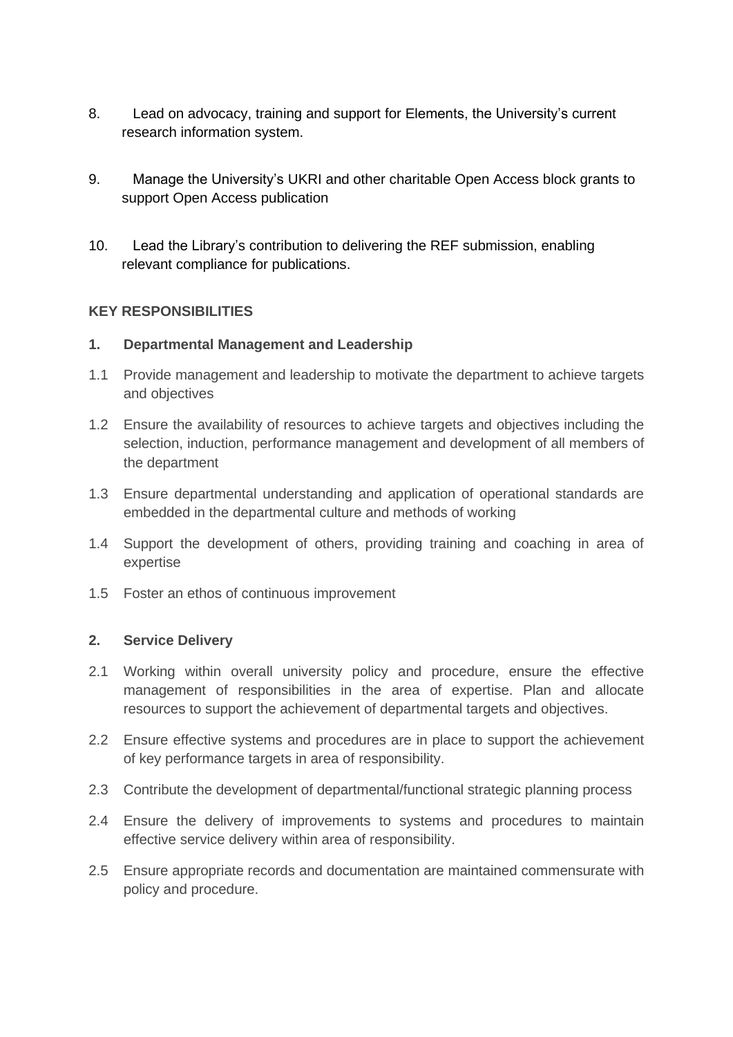8. Lead on advocacy, training and support for Elements, the University's current research information system.

9. Manage the University's UKRI and other charitable Open Access block grants to support Open Access publication

10. Lead the Library's contribution to delivering the REF submission, enabling relevant compliance for publications.

**KEY RESPONSIBILITIES**

**1. Departmental Management and Leadership**

1.1 Provide management and leadership to motivate the department to achieve targets and objectives

1.2 Ensure the availability of resources to achieve targets and objectives including the selection, induction, performance management and development of all members of the department

1.3 Ensure departmental understanding and application of operational standards are embedded in the departmental culture and methods of working

1.4 Support the development of others, providing training and coaching in area of expertise

1.5 Foster an ethos of continuous improvement

**2. Service Delivery**

2.1 Working within overall university policy and procedure, ensure the effective management of responsibilities in the area of expertise. Plan and allocate resources to support the achievement of departmental targets and objectives.

2.2 Ensure effective systems and procedures are in place to support the achievement of key performance targets in area of responsibility.

2.3 Contribute the development of departmental/functional strategic planning process

2.4 Ensure the delivery of improvements to systems and procedures to maintain effective service delivery within area of responsibility.

2.5 Ensure appropriate records and documentation are maintained commensurate with policy and procedure.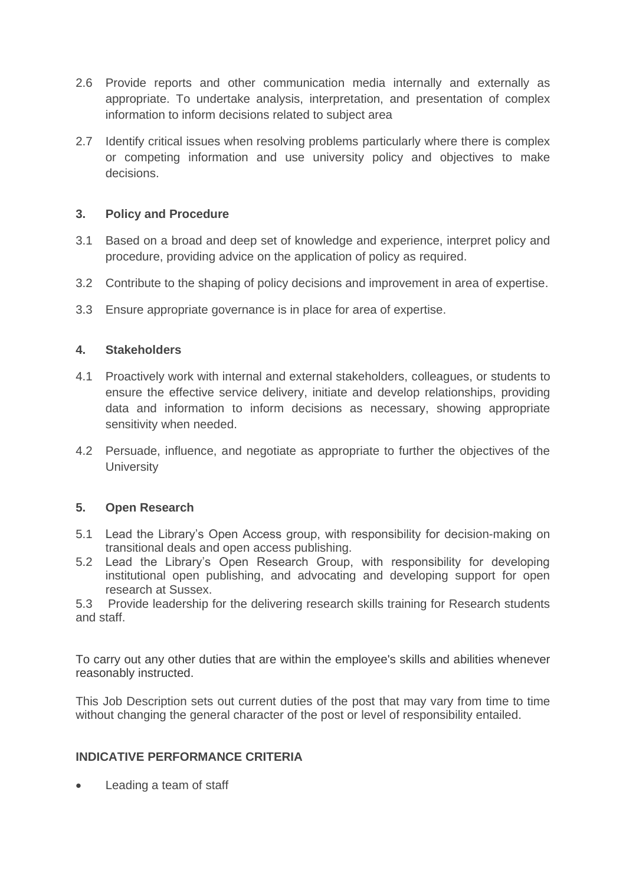2.6 Provide reports and other communication media internally and externally as appropriate. To undertake analysis, interpretation, and presentation of complex information to inform decisions related to subject area

2.7 Identify critical issues when resolving problems particularly where there is complex or competing information and use university policy and objectives to make decisions.

**3. Policy and Procedure**

3.1 Based on a broad and deep set of knowledge and experience, interpret policy and procedure, providing advice on the application of policy as required.

3.2 Contribute to the shaping of policy decisions and improvement in area of expertise.

3.3 Ensure appropriate governance is in place for area of expertise.

**4. Stakeholders**

4.1 Proactively work with internal and external stakeholders, colleagues, or students to ensure the effective service delivery, initiate and develop relationships, providing data and information to inform decisions as necessary, showing appropriate sensitivity when needed.

4.2 Persuade, influence, and negotiate as appropriate to further the objectives of the University

**5. Open Research**

5.1 Lead the Library's Open Access group, with responsibility for decision-making on transitional deals and open access publishing.

5.2 Lead the Library's Open Research Group, with responsibility for developing institutional open publishing, and advocating and developing support for open research at Sussex.

5.3 Provide leadership for the delivering research skills training for Research students and staff.

To carry out any other duties that are within the employee's skills and abilities whenever reasonably instructed.

This Job Description sets out current duties of the post that may vary from time to time without changing the general character of the post or level of responsibility entailed.

**INDICATIVE PERFORMANCE CRITERIA**

- Leading a team of staff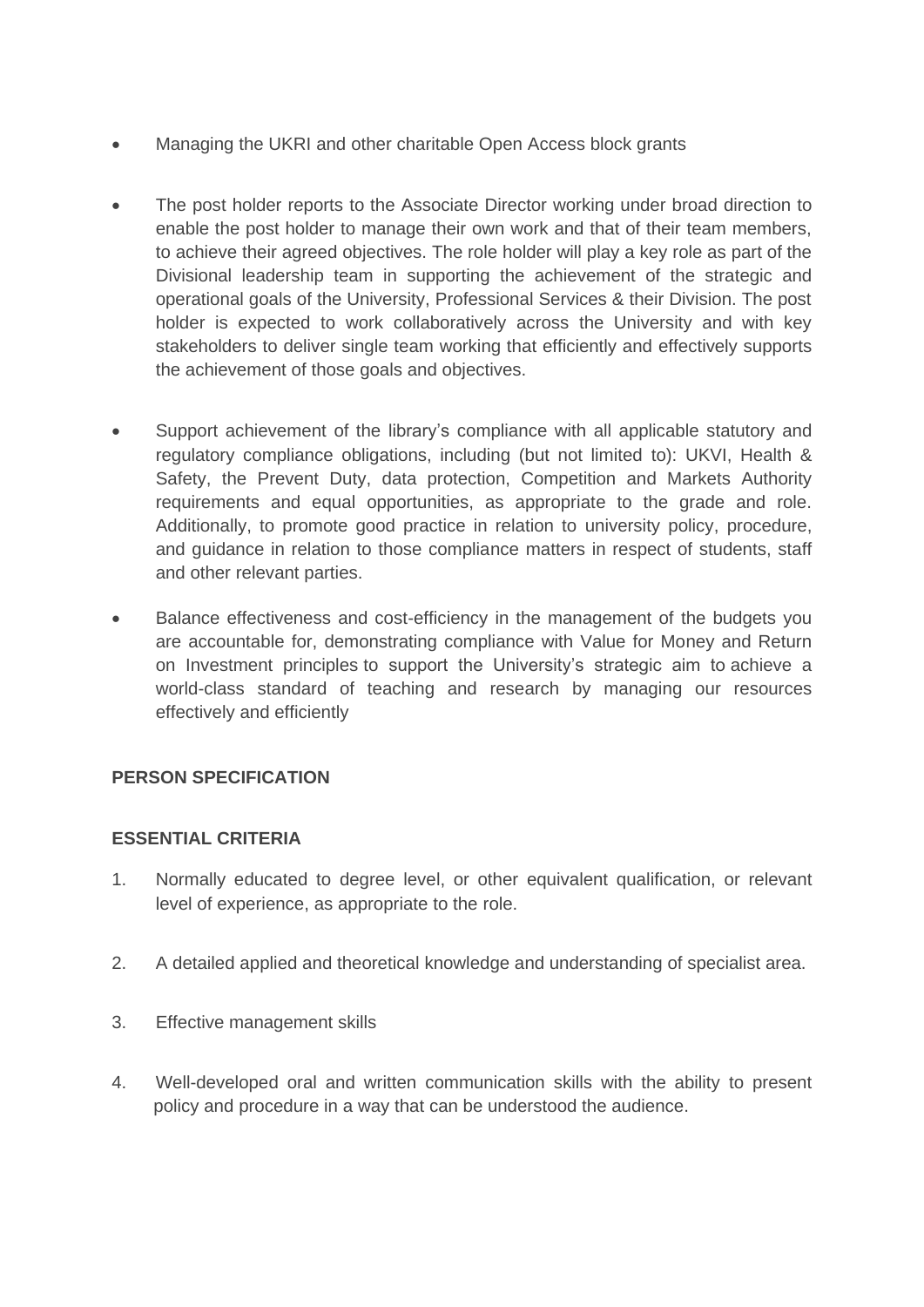- Managing the UKRI and other charitable Open Access block grants

- The post holder reports to the Associate Director working under broad direction to enable the post holder to manage their own work and that of their team members, to achieve their agreed objectives. The role holder will play a key role as part of the Divisional leadership team in supporting the achievement of the strategic and operational goals of the University, Professional Services & their Division. The post holder is expected to work collaboratively across the University and with key stakeholders to deliver single team working that efficiently and effectively supports the achievement of those goals and objectives.

- Support achievement of the library's compliance with all applicable statutory and regulatory compliance obligations, including (but not limited to): UKVI, Health & Safety, the Prevent Duty, data protection, Competition and Markets Authority requirements and equal opportunities, as appropriate to the grade and role. Additionally, to promote good practice in relation to university policy, procedure, and guidance in relation to those compliance matters in respect of students, staff and other relevant parties.

- Balance effectiveness and cost-efficiency in the management of the budgets you are accountable for, demonstrating compliance with Value for Money and Return on Investment principles to support the University's strategic aim to achieve a world-class standard of teaching and research by managing our resources effectively and efficiently

**PERSON SPECIFICATION**

**ESSENTIAL CRITERIA**

1. Normally educated to degree level, or other equivalent qualification, or relevant level of experience, as appropriate to the role.

2. A detailed applied and theoretical knowledge and understanding of specialist area.

3. Effective management skills

4. Well-developed oral and written communication skills with the ability to present policy and procedure in a way that can be understood the audience.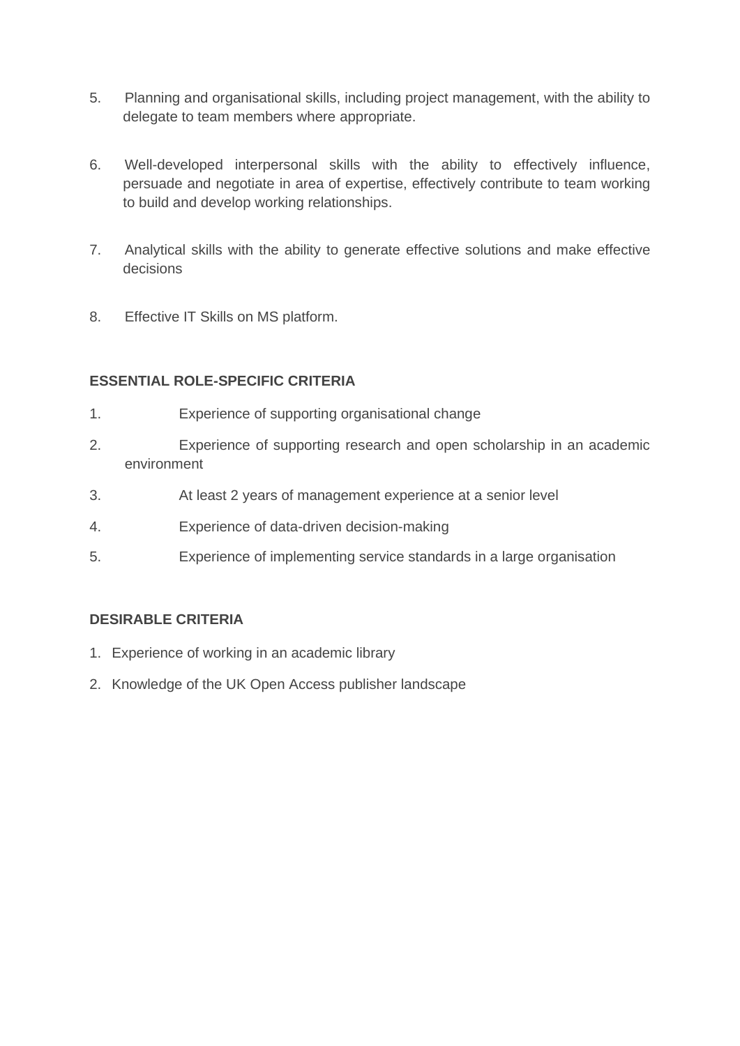5. Planning and organisational skills, including project management, with the ability to delegate to team members where appropriate.

6. Well-developed interpersonal skills with the ability to effectively influence, persuade and negotiate in area of expertise, effectively contribute to team working to build and develop working relationships.

7. Analytical skills with the ability to generate effective solutions and make effective decisions

8. Effective IT Skills on MS platform.

**ESSENTIAL ROLE-SPECIFIC CRITERIA**

1. Experience of supporting organisational change
2. Experience of supporting research and open scholarship in an academic environment
3. At least 2 years of management experience at a senior level
4. Experience of data-driven decision-making
5. Experience of implementing service standards in a large organisation

**DESIRABLE CRITERIA**

1. Experience of working in an academic library
2. Knowledge of the UK Open Access publisher landscape